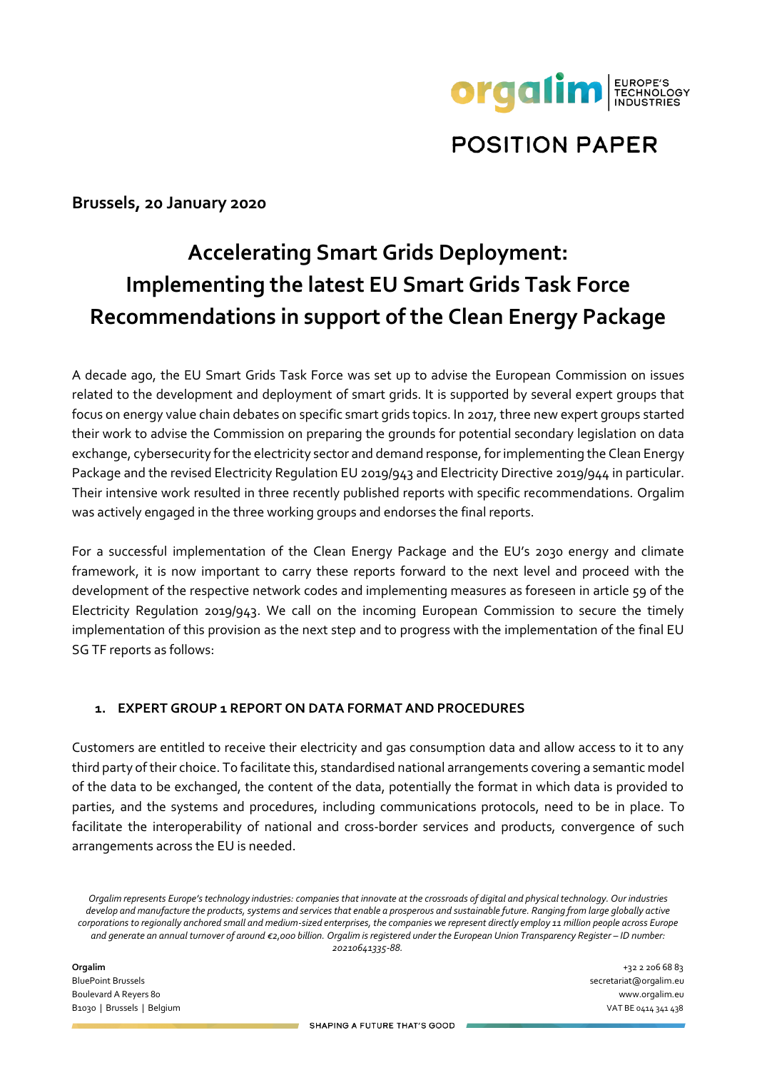POSITION PAPER

**Brussels, 20 January 2020**

# Accelerating Smart Grids Deployment: Implementing the latest EU Smart Grids Task Force Recommendations in support of the Clean Energy Package

A decade ago, the EU Smart Grids Task Force was set up to advise the European Commission on issues related to the development and deployment of smart grids. It is supported by several expert groups that focus on energy value chain debates on specific smart grids topics. In 2017, three new expert groups started their work to advise the Commission on preparing the grounds for potential secondary legislation on data exchange, cybersecurity for the electricity sector and demand response, for implementing the Clean Energy Package and the revised Electricity Regulation EU 2019/943 and Electricity Directive 2019/944 in particular. Their intensive work resulted in three recently published reports with specific recommendations. Orgalim was actively engaged in the three working groups and endorses the final reports.

For a successful implementation of the Clean Energy Package and the EU's 2030 energy and climate framework, it is now important to carry these reports forward to the next level and proceed with the development of the respective network codes and implementing measures as foreseen in article 59 of the Electricity Regulation 2019/943. We call on the incoming European Commission to secure the timely implementation of this provision as the next step and to progress with the implementation of the final EU SG TF reports as follows:

## 1. EXPERT GROUP 1 REPORT ON DATA FORMAT AND PROCEDURES

Customers are entitled to receive their electricity and gas consumption data and allow access to it to any third party of their choice. To facilitate this, standardised national arrangements covering a semantic model of the data to be exchanged, the content of the data, potentially the format in which data is provided to parties, and the systems and procedures, including communications protocols, need to be in place. To facilitate the interoperability of national and cross-border services and products, convergence of such arrangements across the EU is needed.

*Orgalim represents Europe's technology industries: companies that innovate at the crossroads of digital and physical technology. Our industries develop and manufacture the products, systems and services that enable a prosperous and sustainable future. Ranging from large globally active corporations to regionally anchored small and medium-sized enterprises, the companies we represent directly employ 11 million people across Europe and generate an annual turnover of around €2,000 billion. Orgalim is registered under the European Union Transparency Register – ID number: 20210641335-88.*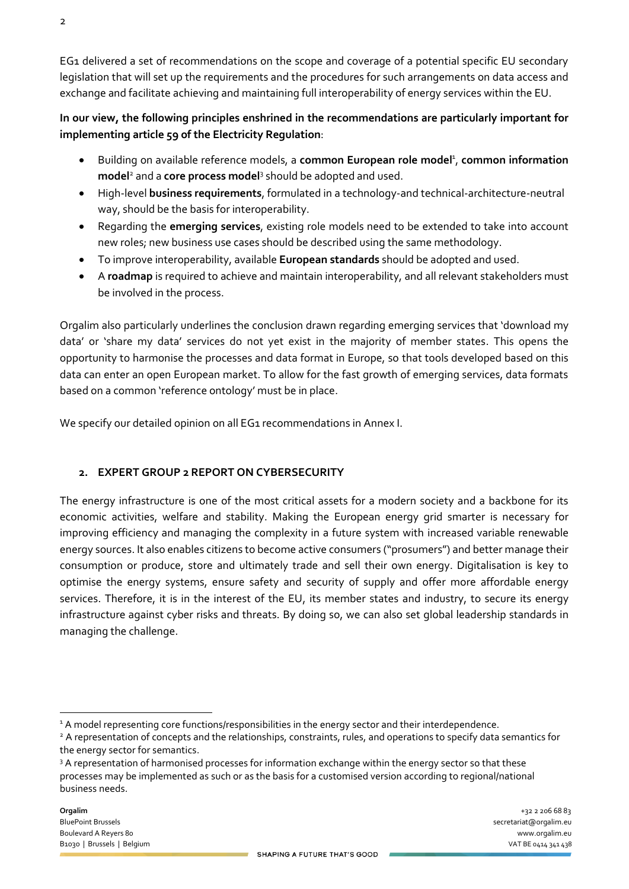EG1 delivered a set of recommendations on the scope and coverage of a potential specific EU secondary legislation that will set up the requirements and the procedures for such arrangements on data access and exchange and facilitate achieving and maintaining full interoperability of energy services within the EU.

**In our view, the following principles enshrined in the recommendations are particularly important for implementing article 59 of the Electricity Regulation**:

- Building on available reference models, a **common European role model**[1], **common information model**[2] and a **core process model**[3] should be adopted and used.
- High-level **business requirements**, formulated in a technology-and technical-architecture-neutral way, should be the basis for interoperability.
- Regarding the **emerging services**, existing role models need to be extended to take into account new roles; new business use cases should be described using the same methodology.
- To improve interoperability, available **European standards** should be adopted and used.
- A **roadmap** is required to achieve and maintain interoperability, and all relevant stakeholders must be involved in the process.

Orgalim also particularly underlines the conclusion drawn regarding emerging services that 'download my data' or 'share my data' services do not yet exist in the majority of member states. This opens the opportunity to harmonise the processes and data format in Europe, so that tools developed based on this data can enter an open European market. To allow for the fast growth of emerging services, data formats based on a common 'reference ontology' must be in place.

We specify our detailed opinion on all EG1 recommendations in Annex I.

## 2. EXPERT GROUP 2 REPORT ON CYBERSECURITY

The energy infrastructure is one of the most critical assets for a modern society and a backbone for its economic activities, welfare and stability. Making the European energy grid smarter is necessary for improving efficiency and managing the complexity in a future system with increased variable renewable energy sources. It also enables citizens to become active consumers ("prosumers") and better manage their consumption or produce, store and ultimately trade and sell their own energy. Digitalisation is key to optimise the energy systems, ensure safety and security of supply and offer more affordable energy services. Therefore, it is in the interest of the EU, its member states and industry, to secure its energy infrastructure against cyber risks and threats. By doing so, we can also set global leadership standards in managing the challenge.

---

[1] A model representing core functions/responsibilities in the energy sector and their interdependence.

[2] A representation of concepts and the relationships, constraints, rules, and operations to specify data semantics for the energy sector for semantics.

[3] A representation of harmonised processes for information exchange within the energy sector so that these processes may be implemented as such or as the basis for a customised version according to regional/national business needs.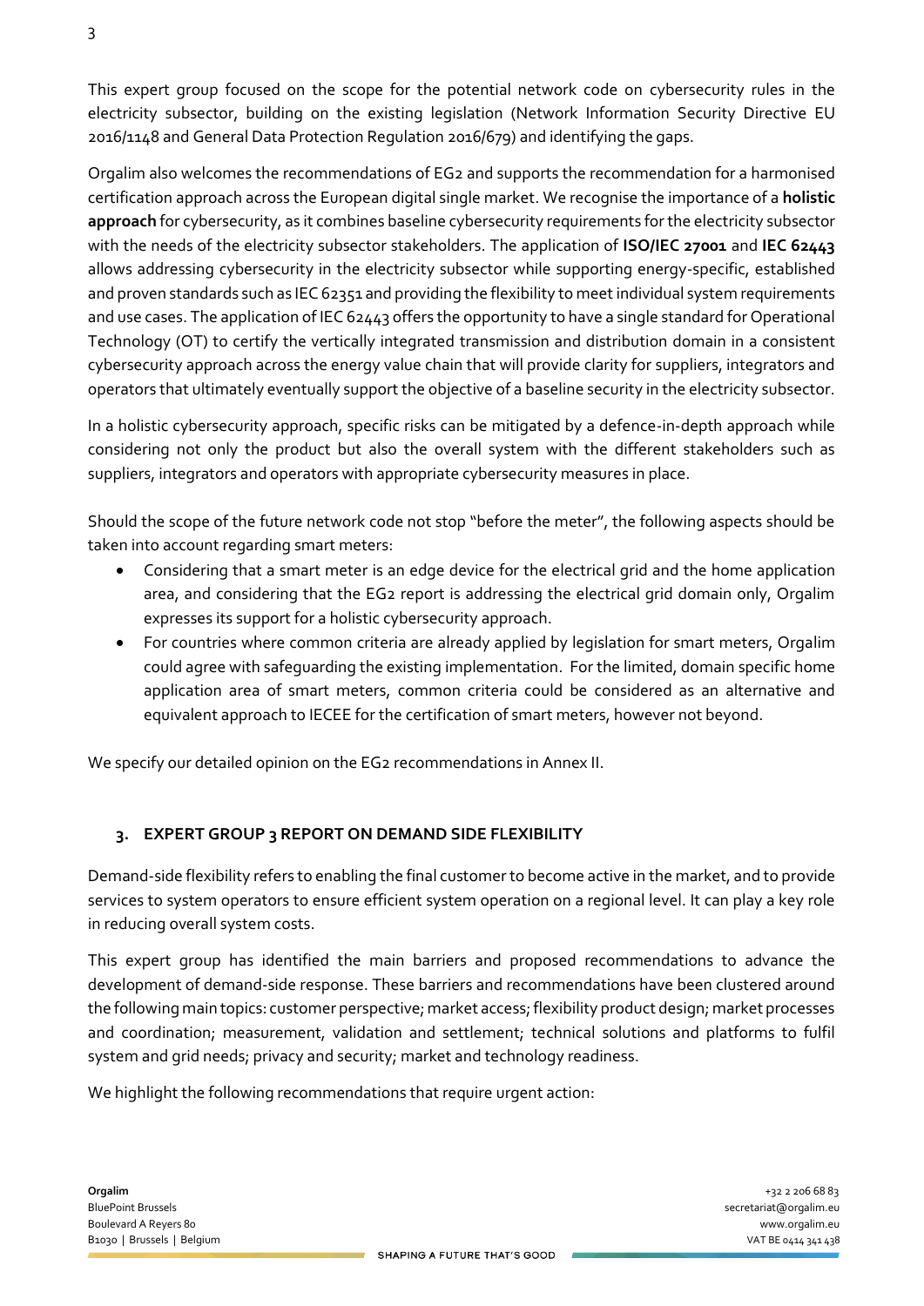This expert group focused on the scope for the potential network code on cybersecurity rules in the electricity subsector, building on the existing legislation (Network Information Security Directive EU 2016/1148 and General Data Protection Regulation 2016/679) and identifying the gaps.

Orgalim also welcomes the recommendations of EG2 and supports the recommendation for a harmonised certification approach across the European digital single market. We recognise the importance of a **holistic approach** for cybersecurity, as it combines baseline cybersecurity requirements for the electricity subsector with the needs of the electricity subsector stakeholders. The application of **ISO/IEC 27001** and **IEC 62443** allows addressing cybersecurity in the electricity subsector while supporting energy-specific, established and proven standards such as IEC 62351 and providing the flexibility to meet individual system requirements and use cases. The application of IEC 62443 offers the opportunity to have a single standard for Operational Technology (OT) to certify the vertically integrated transmission and distribution domain in a consistent cybersecurity approach across the energy value chain that will provide clarity for suppliers, integrators and operators that ultimately eventually support the objective of a baseline security in the electricity subsector.

In a holistic cybersecurity approach, specific risks can be mitigated by a defence-in-depth approach while considering not only the product but also the overall system with the different stakeholders such as suppliers, integrators and operators with appropriate cybersecurity measures in place.

Should the scope of the future network code not stop "before the meter", the following aspects should be taken into account regarding smart meters:

- Considering that a smart meter is an edge device for the electrical grid and the home application area, and considering that the EG2 report is addressing the electrical grid domain only, Orgalim expresses its support for a holistic cybersecurity approach.
- For countries where common criteria are already applied by legislation for smart meters, Orgalim could agree with safeguarding the existing implementation. For the limited, domain specific home application area of smart meters, common criteria could be considered as an alternative and equivalent approach to IECEE for the certification of smart meters, however not beyond.

We specify our detailed opinion on the EG2 recommendations in Annex II.

## 3. EXPERT GROUP 3 REPORT ON DEMAND SIDE FLEXIBILITY

Demand-side flexibility refers to enabling the final customer to become active in the market, and to provide services to system operators to ensure efficient system operation on a regional level. It can play a key role in reducing overall system costs.

This expert group has identified the main barriers and proposed recommendations to advance the development of demand-side response. These barriers and recommendations have been clustered around the following main topics: customer perspective; market access; flexibility product design; market processes and coordination; measurement, validation and settlement; technical solutions and platforms to fulfil system and grid needs; privacy and security; market and technology readiness.

We highlight the following recommendations that require urgent action: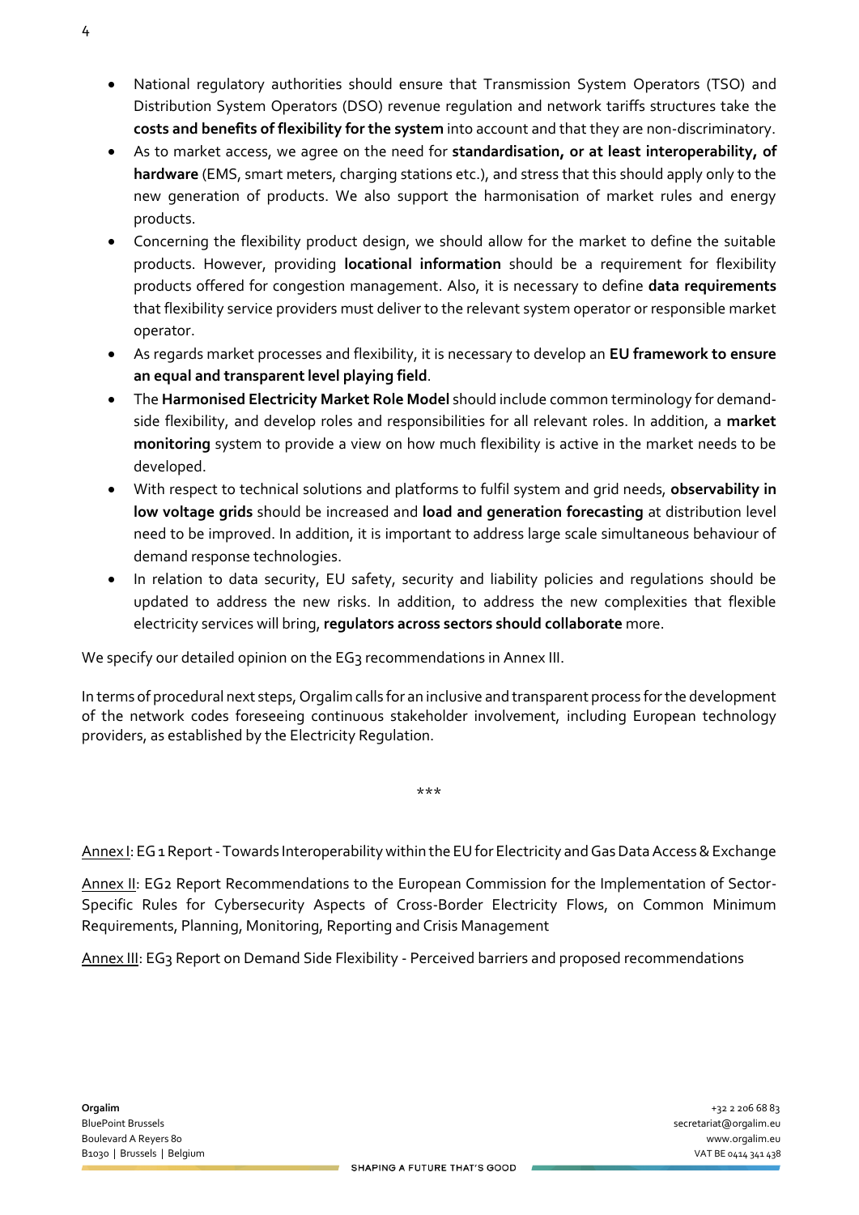- National regulatory authorities should ensure that Transmission System Operators (TSO) and Distribution System Operators (DSO) revenue regulation and network tariffs structures take the **costs and benefits of flexibility for the system** into account and that they are non-discriminatory.
- As to market access, we agree on the need for **standardisation, or at least interoperability, of hardware** (EMS, smart meters, charging stations etc.), and stress that this should apply only to the new generation of products. We also support the harmonisation of market rules and energy products.
- Concerning the flexibility product design, we should allow for the market to define the suitable products. However, providing **locational information** should be a requirement for flexibility products offered for congestion management. Also, it is necessary to define **data requirements** that flexibility service providers must deliver to the relevant system operator or responsible market operator.
- As regards market processes and flexibility, it is necessary to develop an **EU framework to ensure an equal and transparent level playing field**.
- The **Harmonised Electricity Market Role Model** should include common terminology for demand-side flexibility, and develop roles and responsibilities for all relevant roles. In addition, a **market monitoring** system to provide a view on how much flexibility is active in the market needs to be developed.
- With respect to technical solutions and platforms to fulfil system and grid needs, **observability in low voltage grids** should be increased and **load and generation forecasting** at distribution level need to be improved. In addition, it is important to address large scale simultaneous behaviour of demand response technologies.
- In relation to data security, EU safety, security and liability policies and regulations should be updated to address the new risks. In addition, to address the new complexities that flexible electricity services will bring, **regulators across sectors should collaborate** more.

We specify our detailed opinion on the EG3 recommendations in Annex III.

In terms of procedural next steps, Orgalim calls for an inclusive and transparent process for the development of the network codes foreseeing continuous stakeholder involvement, including European technology providers, as established by the Electricity Regulation.

\*\*\*

Annex I: EG 1 Report - Towards Interoperability within the EU for Electricity and Gas Data Access & Exchange

Annex II: EG2 Report Recommendations to the European Commission for the Implementation of Sector-Specific Rules for Cybersecurity Aspects of Cross-Border Electricity Flows, on Common Minimum Requirements, Planning, Monitoring, Reporting and Crisis Management

Annex III: EG3 Report on Demand Side Flexibility - Perceived barriers and proposed recommendations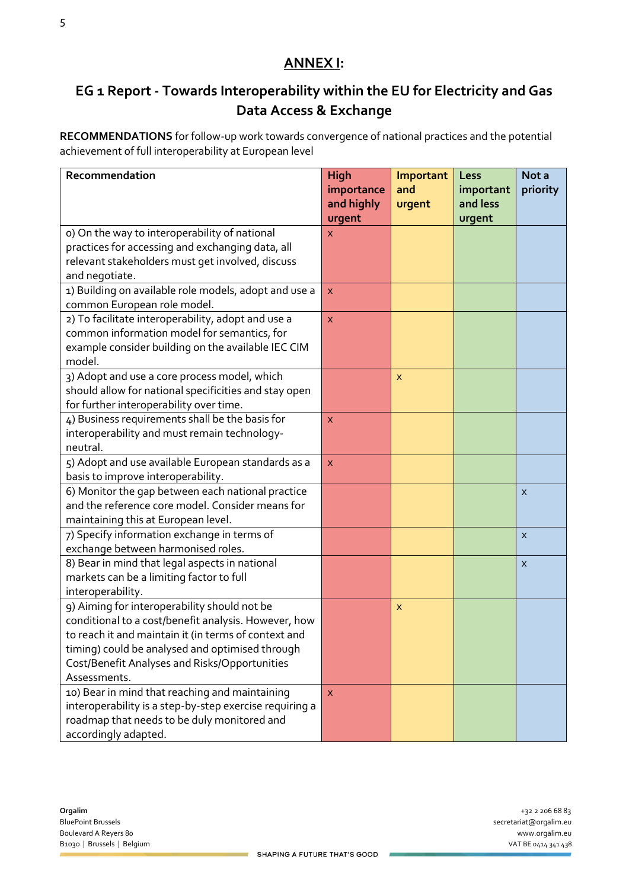## ANNEX I:

## EG 1 Report - Towards Interoperability within the EU for Electricity and Gas Data Access & Exchange

**RECOMMENDATIONS** for follow-up work towards convergence of national practices and the potential achievement of full interoperability at European level

| Recommendation | High importance and highly urgent | Important and urgent | Less important and less urgent | Not a priority |
|---|---|---|---|---|
| 0) On the way to interoperability of national practices for accessing and exchanging data, all relevant stakeholders must get involved, discuss and negotiate. | x | | | |
| 1) Building on available role models, adopt and use a common European role model. | x | | | |
| 2) To facilitate interoperability, adopt and use a common information model for semantics, for example consider building on the available IEC CIM model. | x | | | |
| 3) Adopt and use a core process model, which should allow for national specificities and stay open for further interoperability over time. | | x | | |
| 4) Business requirements shall be the basis for interoperability and must remain technology-neutral. | x | | | |
| 5) Adopt and use available European standards as a basis to improve interoperability. | x | | | |
| 6) Monitor the gap between each national practice and the reference core model. Consider means for maintaining this at European level. | | | | x |
| 7) Specify information exchange in terms of exchange between harmonised roles. | | | | x |
| 8) Bear in mind that legal aspects in national markets can be a limiting factor to full interoperability. | | | | x |
| 9) Aiming for interoperability should not be conditional to a cost/benefit analysis. However, how to reach it and maintain it (in terms of context and timing) could be analysed and optimised through Cost/Benefit Analyses and Risks/Opportunities Assessments. | | x | | |
| 10) Bear in mind that reaching and maintaining interoperability is a step-by-step exercise requiring a roadmap that needs to be duly monitored and accordingly adapted. | x | | | |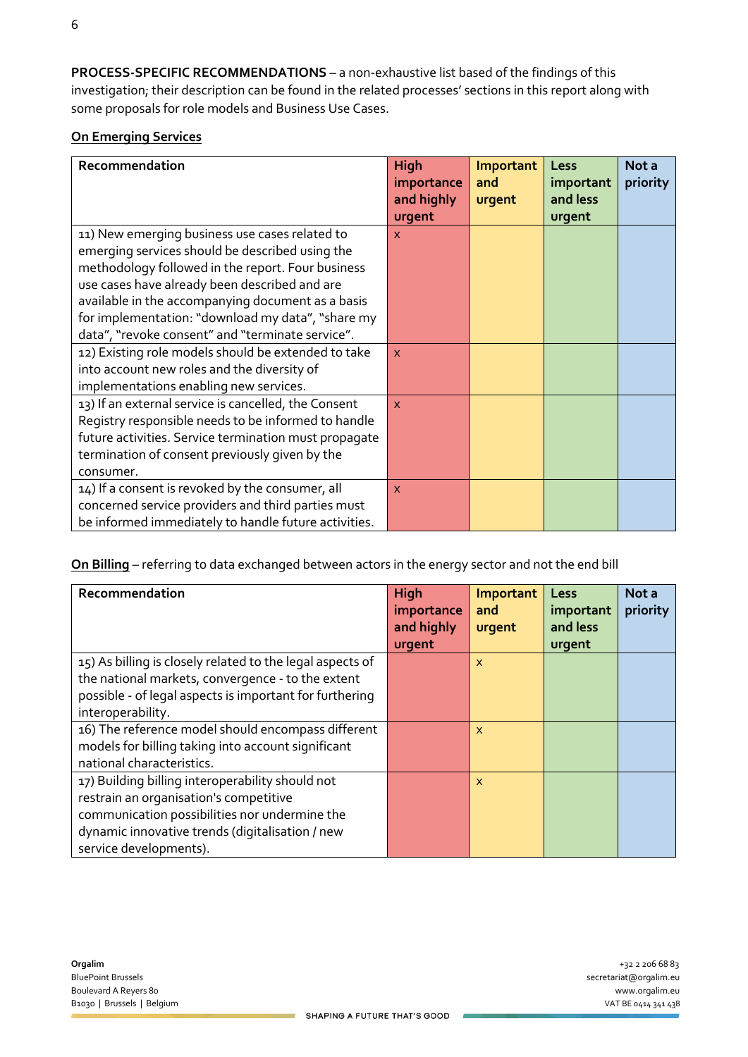**PROCESS-SPECIFIC RECOMMENDATIONS** – a non-exhaustive list based of the findings of this investigation; their description can be found in the related processes' sections in this report along with some proposals for role models and Business Use Cases.

**On Emerging Services**

| Recommendation | High importance and highly urgent | Important and urgent | Less important and less urgent | Not a priority |
|---|---|---|---|---|
| 11) New emerging business use cases related to emerging services should be described using the methodology followed in the report. Four business use cases have already been described and are available in the accompanying document as a basis for implementation: "download my data", "share my data", "revoke consent" and "terminate service". | x | | | |
| 12) Existing role models should be extended to take into account new roles and the diversity of implementations enabling new services. | x | | | |
| 13) If an external service is cancelled, the Consent Registry responsible needs to be informed to handle future activities. Service termination must propagate termination of consent previously given by the consumer. | x | | | |
| 14) If a consent is revoked by the consumer, all concerned service providers and third parties must be informed immediately to handle future activities. | x | | | |

**On Billing** – referring to data exchanged between actors in the energy sector and not the end bill

| Recommendation | High importance and highly urgent | Important and urgent | Less important and less urgent | Not a priority |
|---|---|---|---|---|
| 15) As billing is closely related to the legal aspects of the national markets, convergence - to the extent possible - of legal aspects is important for furthering interoperability. | | x | | |
| 16) The reference model should encompass different models for billing taking into account significant national characteristics. | | x | | |
| 17) Building billing interoperability should not restrain an organisation's competitive communication possibilities nor undermine the dynamic innovative trends (digitalisation / new service developments). | | x | | |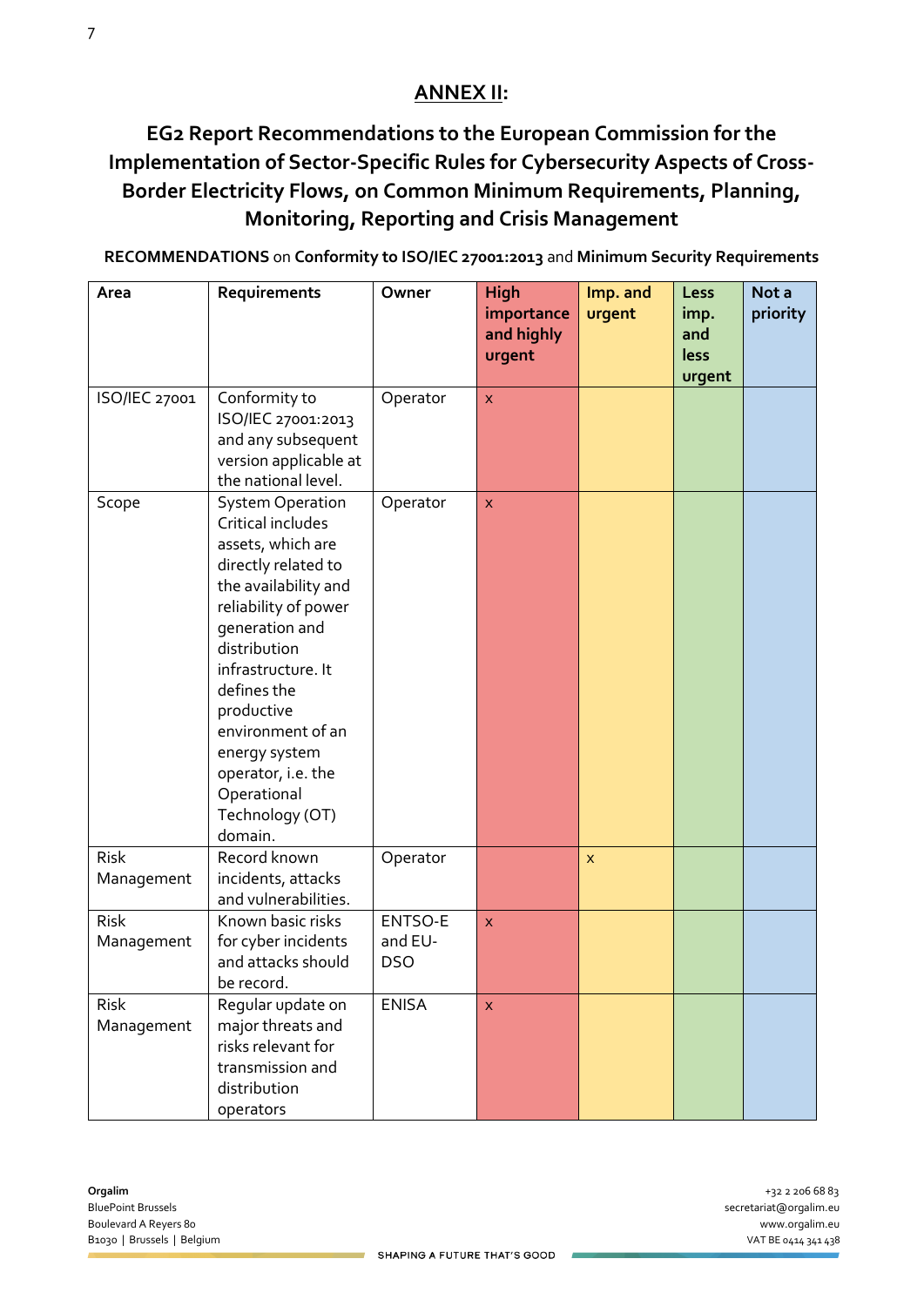# ANNEX II:

## EG2 Report Recommendations to the European Commission for the Implementation of Sector-Specific Rules for Cybersecurity Aspects of Cross-Border Electricity Flows, on Common Minimum Requirements, Planning, Monitoring, Reporting and Crisis Management

**RECOMMENDATIONS** on **Conformity to ISO/IEC 27001:2013** and **Minimum Security Requirements**

| Area | Requirements | Owner | High importance and highly urgent | Imp. and urgent | Less imp. and less urgent | Not a priority |
|---|---|---|---|---|---|---|
| ISO/IEC 27001 | Conformity to ISO/IEC 27001:2013 and any subsequent version applicable at the national level. | Operator | x | | | |
| Scope | System Operation Critical includes assets, which are directly related to the availability and reliability of power generation and distribution infrastructure. It defines the productive environment of an energy system operator, i.e. the Operational Technology (OT) domain. | Operator | x | | | |
| Risk Management | Record known incidents, attacks and vulnerabilities. | Operator | | x | | |
| Risk Management | Known basic risks for cyber incidents and attacks should be record. | ENTSO-E and EU-DSO | x | | | |
| Risk Management | Regular update on major threats and risks relevant for transmission and distribution operators | ENISA | x | | | |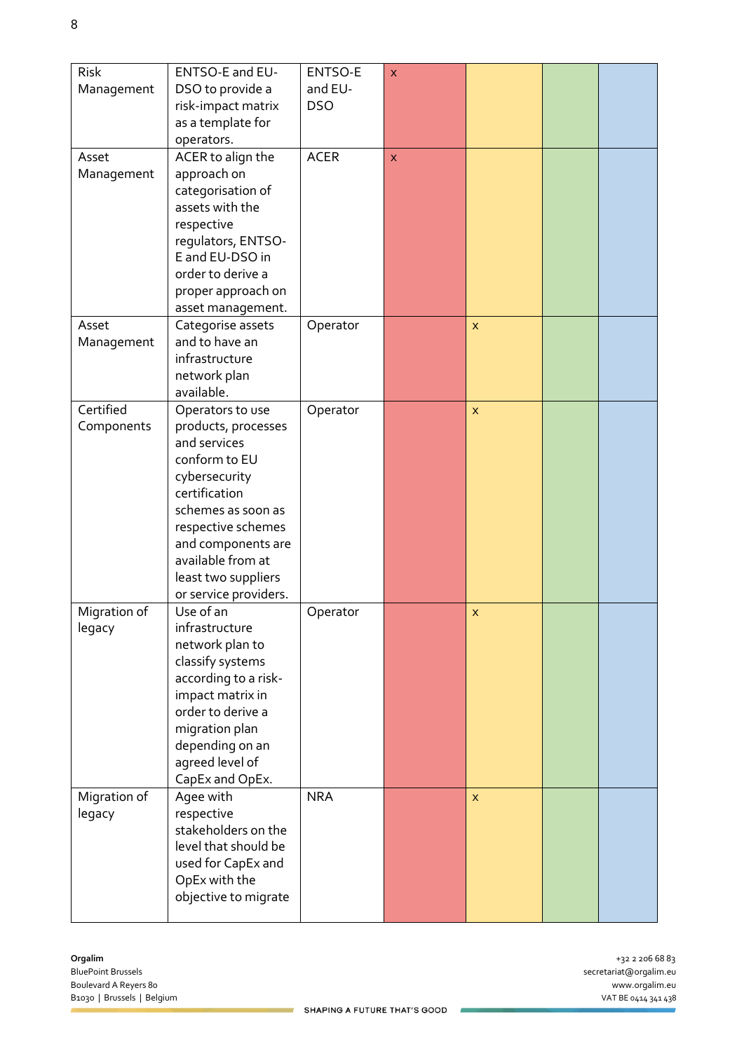| Risk Management | ENTSO-E and EU-DSO to provide a risk-impact matrix as a template for operators. | ENTSO-E and EU-DSO | x | | | |
|---|---|---|---|---|---|---|
| Asset Management | ACER to align the approach on categorisation of assets with the respective regulators, ENTSO-E and EU-DSO in order to derive a proper approach on asset management. | ACER | x | | | |
| Asset Management | Categorise assets and to have an infrastructure network plan available. | Operator | | x | | |
| Certified Components | Operators to use products, processes and services conform to EU cybersecurity certification schemes as soon as respective schemes and components are available from at least two suppliers or service providers. | Operator | | x | | |
| Migration of legacy | Use of an infrastructure network plan to classify systems according to a risk-impact matrix in order to derive a migration plan depending on an agreed level of CapEx and OpEx. | Operator | | x | | |
| Migration of legacy | Agee with respective stakeholders on the level that should be used for CapEx and OpEx with the objective to migrate | NRA | | x | | |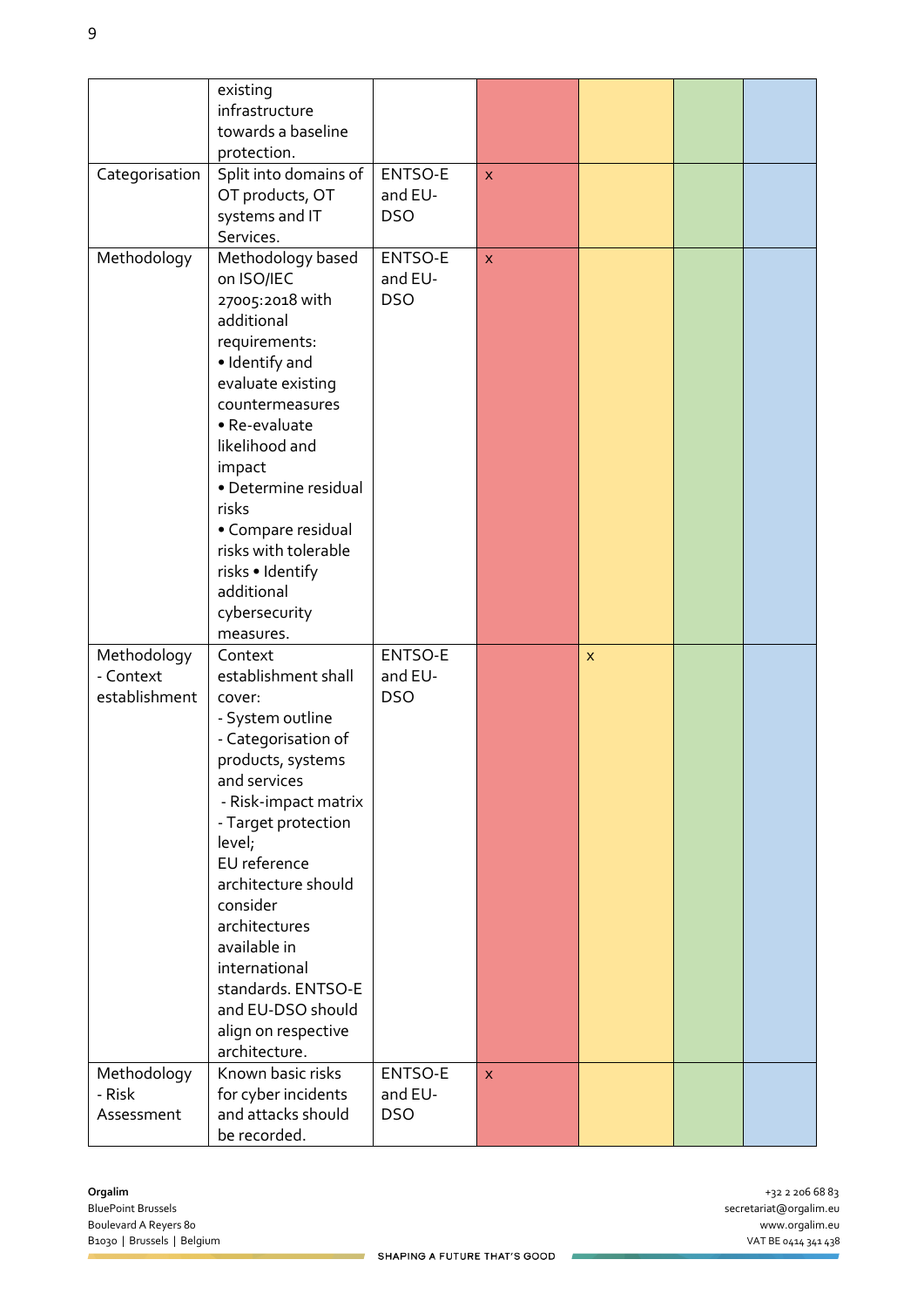| | | | | | | |
|---|---|---|---|---|---|---|
| | existing infrastructure towards a baseline protection. | | | | | |
| Categorisation | Split into domains of OT products, OT systems and IT Services. | ENTSO-E and EU-DSO | x | | | |
| Methodology | Methodology based on ISO/IEC 27005:2018 with additional requirements: • Identify and evaluate existing countermeasures • Re-evaluate likelihood and impact • Determine residual risks • Compare residual risks with tolerable risks • Identify additional cybersecurity measures. | ENTSO-E and EU-DSO | x | | | |
| Methodology - Context establishment | Context establishment shall cover: - System outline - Categorisation of products, systems and services - Risk-impact matrix - Target protection level; EU reference architecture should consider architectures available in international standards. ENTSO-E and EU-DSO should align on respective architecture. | ENTSO-E and EU-DSO | | x | | |
| Methodology - Risk Assessment | Known basic risks for cyber incidents and attacks should be recorded. | ENTSO-E and EU-DSO | x | | | |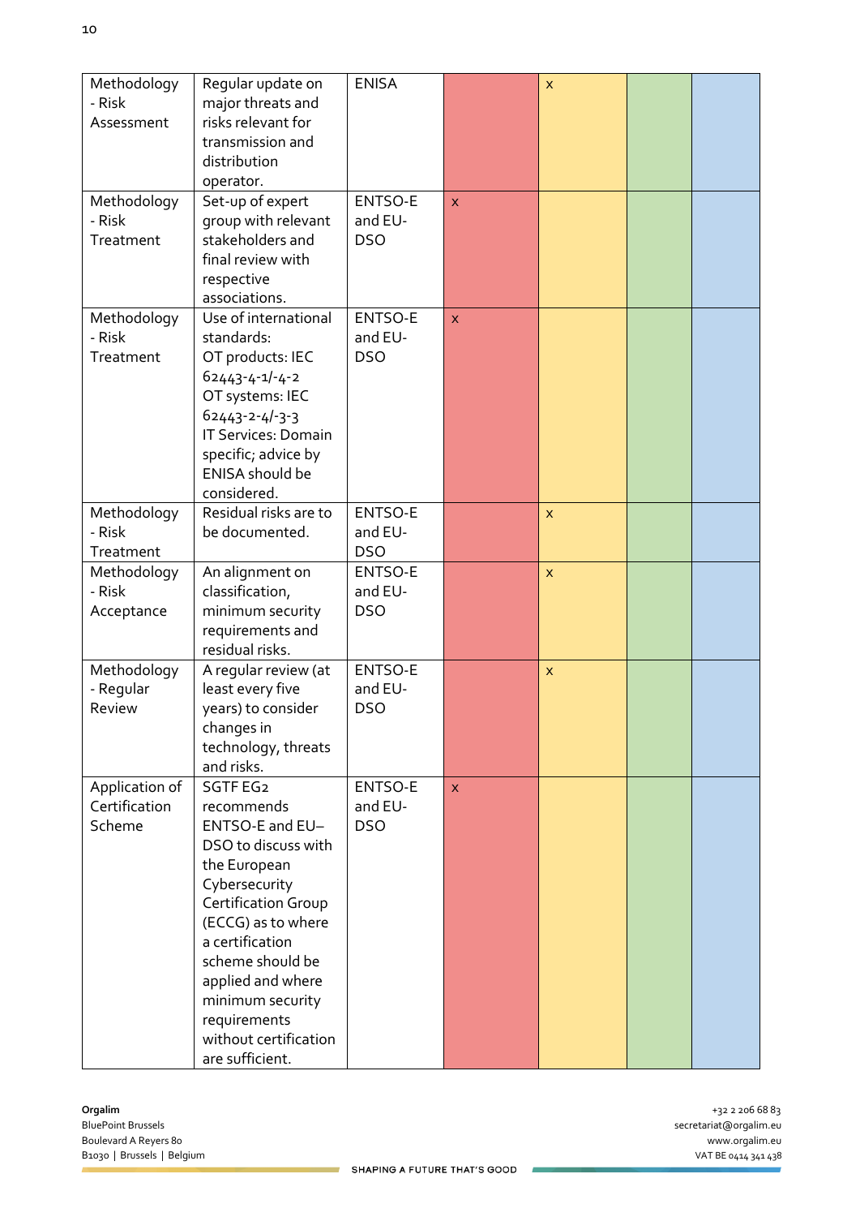| | | | | | | |
|---|---|---|---|---|---|---|
| Methodology - Risk Assessment | Regular update on major threats and risks relevant for transmission and distribution operator. | ENISA | | x | | |
| Methodology - Risk Treatment | Set-up of expert group with relevant stakeholders and final review with respective associations. | ENTSO-E and EU-DSO | x | | | |
| Methodology - Risk Treatment | Use of international standards: OT products: IEC 62443-4-1/-4-2 OT systems: IEC 62443-2-4/-3-3 IT Services: Domain specific; advice by ENISA should be considered. | ENTSO-E and EU-DSO | x | | | |
| Methodology - Risk Treatment | Residual risks are to be documented. | ENTSO-E and EU-DSO | | x | | |
| Methodology - Risk Acceptance | An alignment on classification, minimum security requirements and residual risks. | ENTSO-E and EU-DSO | | x | | |
| Methodology - Regular Review | A regular review (at least every five years) to consider changes in technology, threats and risks. | ENTSO-E and EU-DSO | | x | | |
| Application of Certification Scheme | SGTF EG2 recommends ENTSO-E and EU–DSO to discuss with the European Cybersecurity Certification Group (ECCG) as to where a certification scheme should be applied and where minimum security requirements without certification are sufficient. | ENTSO-E and EU-DSO | x | | | |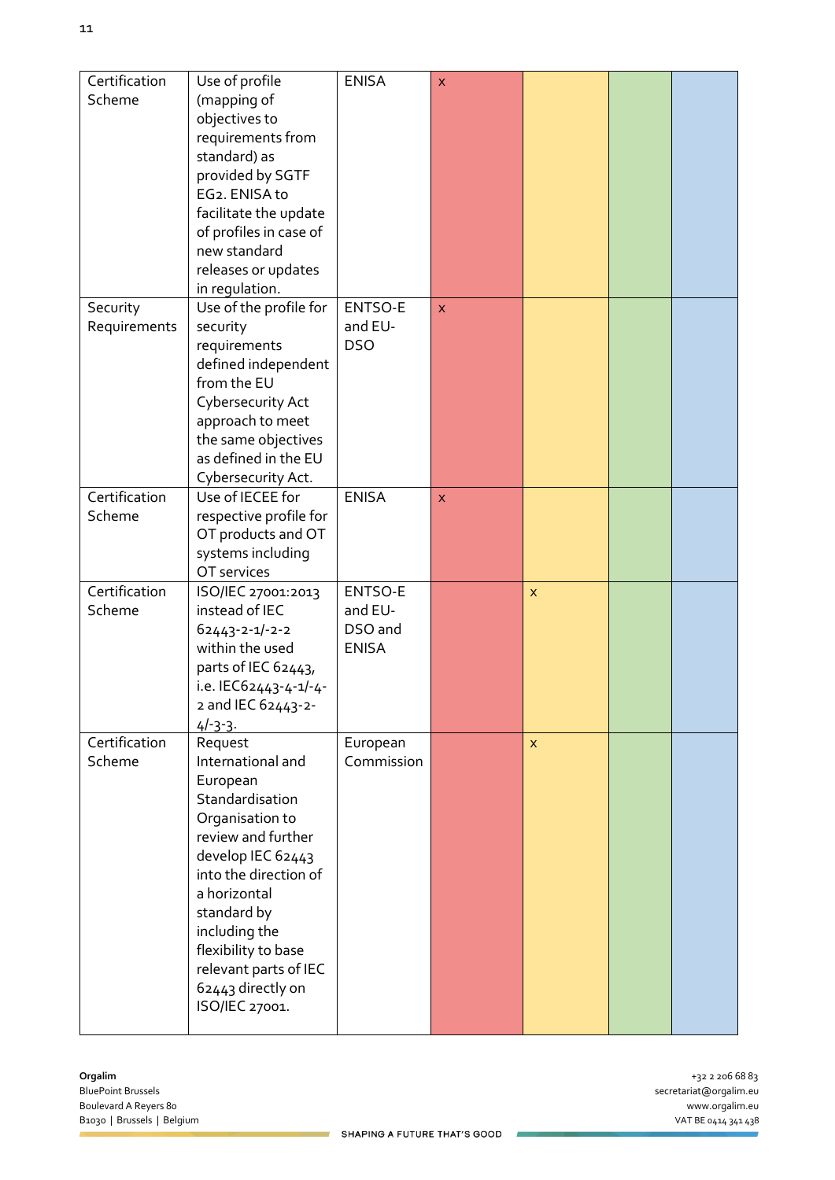| Certification Scheme | Use of profile (mapping of objectives to requirements from standard) as provided by SGTF EG2. ENISA to facilitate the update of profiles in case of new standard releases or updates in regulation. | ENISA | x | | | |
|---|---|---|---|---|---|---|
| Security Requirements | Use of the profile for security requirements defined independent from the EU Cybersecurity Act approach to meet the same objectives as defined in the EU Cybersecurity Act. | ENTSO-E and EU-DSO | x | | | |
| Certification Scheme | Use of IECEE for respective profile for OT products and OT systems including OT services | ENISA | x | | | |
| Certification Scheme | ISO/IEC 27001:2013 instead of IEC 62443-2-1/-2-2 within the used parts of IEC 62443, i.e. IEC62443-4-1/-4-2 and IEC 62443-2-4/-3-3. | ENTSO-E and EU-DSO and ENISA | | x | | |
| Certification Scheme | Request International and European Standardisation Organisation to review and further develop IEC 62443 into the direction of a horizontal standard by including the flexibility to base relevant parts of IEC 62443 directly on ISO/IEC 27001. | European Commission | | x | | |

**Orgalim**
BluePoint Brussels
Boulevard A Reyers 80
B1030 | Brussels | Belgium

+32 2 206 68 83
secretariat@orgalim.eu
www.orgalim.eu
VAT BE 0414 341 438

SHAPING A FUTURE THAT'S GOOD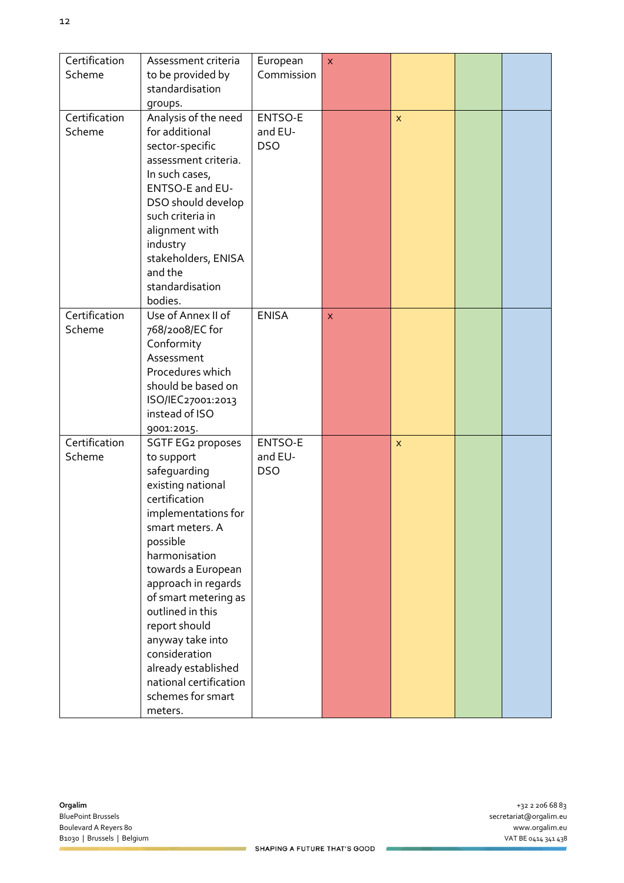| Certification Scheme | Assessment criteria to be provided by standardisation groups. | European Commission | x | | | |
|---|---|---|---|---|---|---|
| Certification Scheme | Analysis of the need for additional sector-specific assessment criteria. In such cases, ENTSO-E and EU-DSO should develop such criteria in alignment with industry stakeholders, ENISA and the standardisation bodies. | ENTSO-E and EU-DSO | | x | | |
| Certification Scheme | Use of Annex II of 768/2008/EC for Conformity Assessment Procedures which should be based on ISO/IEC27001:2013 instead of ISO 9001:2015. | ENISA | x | | | |
| Certification Scheme | SGTF EG2 proposes to support safeguarding existing national certification implementations for smart meters. A possible harmonisation towards a European approach in regards of smart metering as outlined in this report should anyway take into consideration already established national certification schemes for smart meters. | ENTSO-E and EU-DSO | | x | | |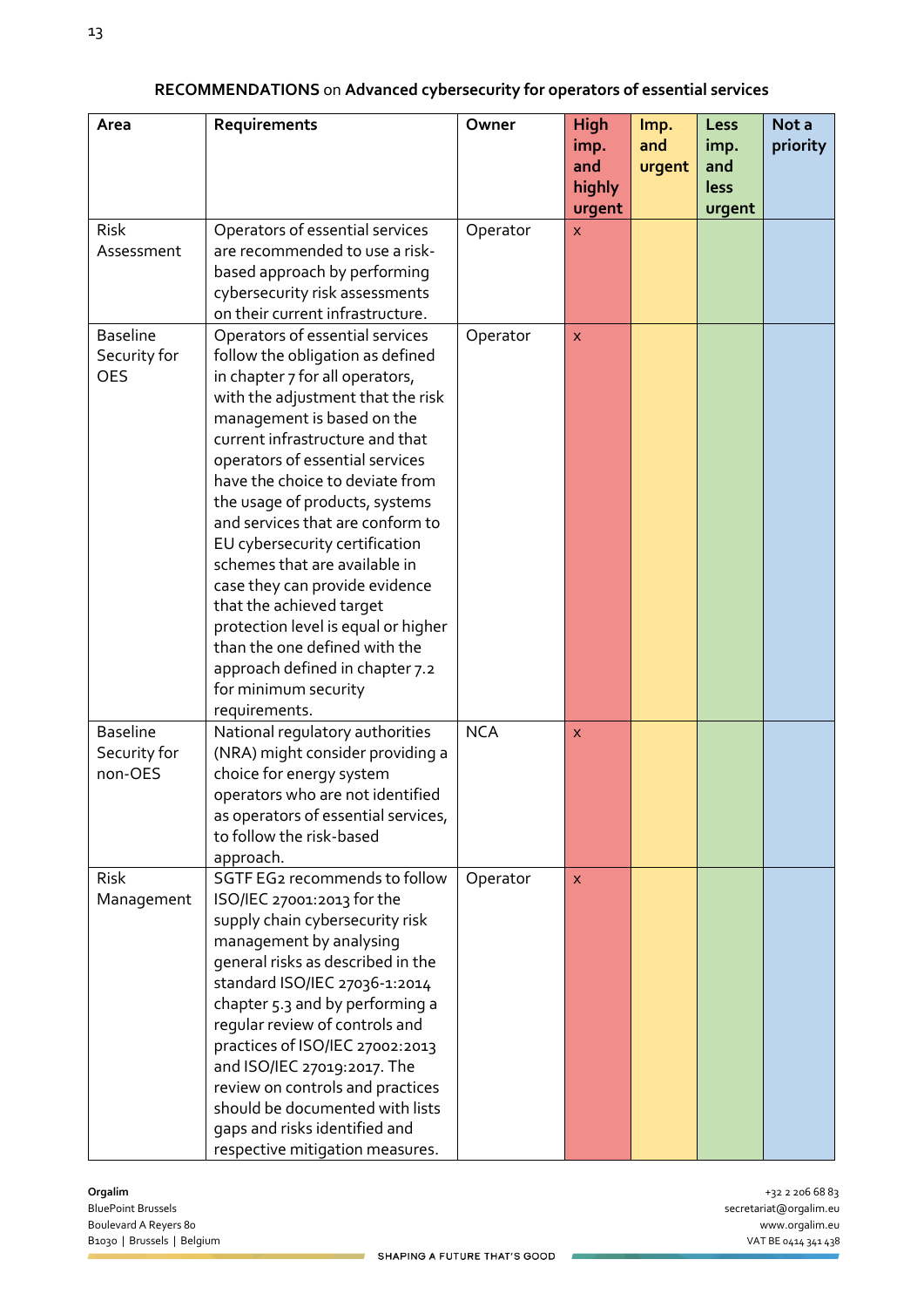**RECOMMENDATIONS** on **Advanced cybersecurity for operators of essential services**

| Area | Requirements | Owner | High imp. and highly urgent | Imp. and urgent | Less imp. and less urgent | Not a priority |
|---|---|---|---|---|---|---|
| Risk Assessment | Operators of essential services are recommended to use a risk-based approach by performing cybersecurity risk assessments on their current infrastructure. | Operator | x | | | |
| Baseline Security for OES | Operators of essential services follow the obligation as defined in chapter 7 for all operators, with the adjustment that the risk management is based on the current infrastructure and that operators of essential services have the choice to deviate from the usage of products, systems and services that are conform to EU cybersecurity certification schemes that are available in case they can provide evidence that the achieved target protection level is equal or higher than the one defined with the approach defined in chapter 7.2 for minimum security requirements. | Operator | x | | | |
| Baseline Security for non-OES | National regulatory authorities (NRA) might consider providing a choice for energy system operators who are not identified as operators of essential services, to follow the risk-based approach. | NCA | x | | | |
| Risk Management | SGTF EG2 recommends to follow ISO/IEC 27001:2013 for the supply chain cybersecurity risk management by analysing general risks as described in the standard ISO/IEC 27036-1:2014 chapter 5.3 and by performing a regular review of controls and practices of ISO/IEC 27002:2013 and ISO/IEC 27019:2017. The review on controls and practices should be documented with lists gaps and risks identified and respective mitigation measures. | Operator | x | | | |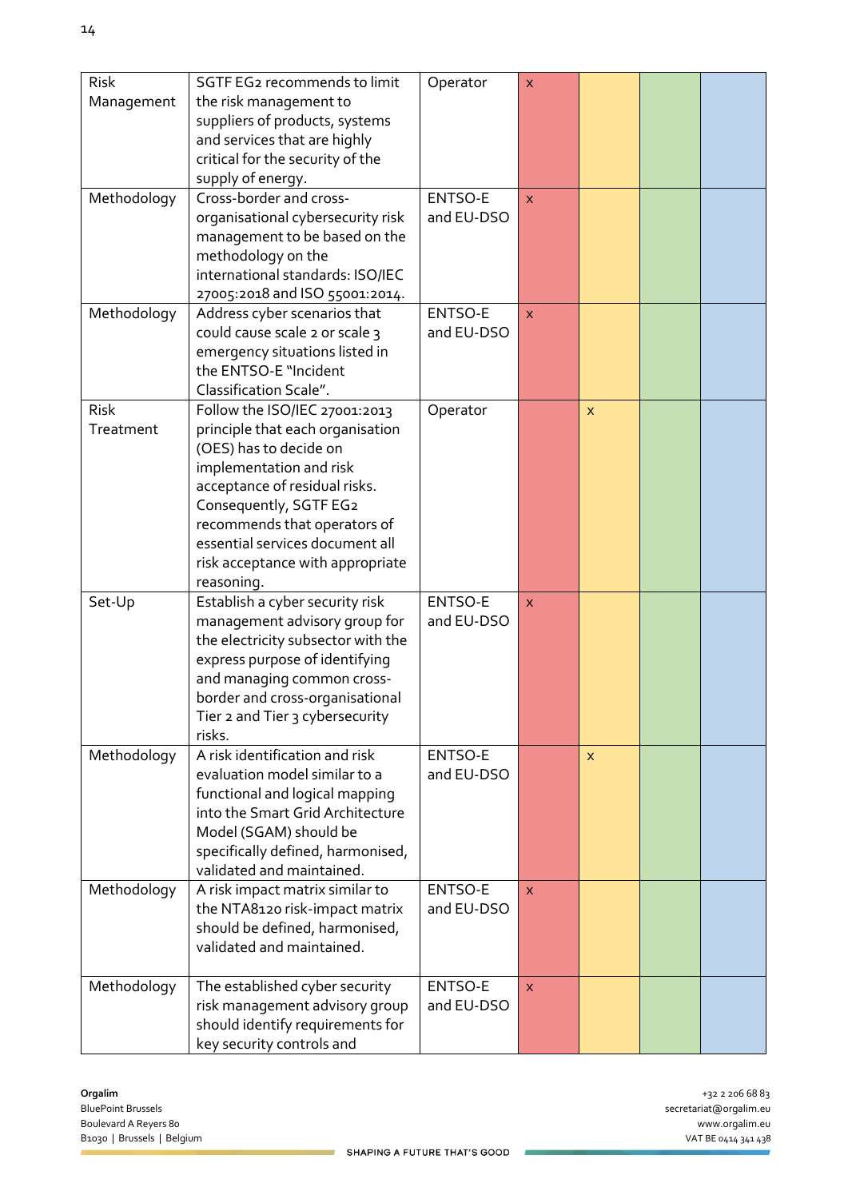| | | | | | | |
|---|---|---|---|---|---|---|
| Risk Management | SGTF EG2 recommends to limit the risk management to suppliers of products, systems and services that are highly critical for the security of the supply of energy. | Operator | x | | | |
| Methodology | Cross-border and cross-organisational cybersecurity risk management to be based on the methodology on the international standards: ISO/IEC 27005:2018 and ISO 55001:2014. | ENTSO-E and EU-DSO | x | | | |
| Methodology | Address cyber scenarios that could cause scale 2 or scale 3 emergency situations listed in the ENTSO-E "Incident Classification Scale". | ENTSO-E and EU-DSO | x | | | |
| Risk Treatment | Follow the ISO/IEC 27001:2013 principle that each organisation (OES) has to decide on implementation and risk acceptance of residual risks. Consequently, SGTF EG2 recommends that operators of essential services document all risk acceptance with appropriate reasoning. | Operator | | x | | |
| Set-Up | Establish a cyber security risk management advisory group for the electricity subsector with the express purpose of identifying and managing common cross-border and cross-organisational Tier 2 and Tier 3 cybersecurity risks. | ENTSO-E and EU-DSO | x | | | |
| Methodology | A risk identification and risk evaluation model similar to a functional and logical mapping into the Smart Grid Architecture Model (SGAM) should be specifically defined, harmonised, validated and maintained. | ENTSO-E and EU-DSO | | x | | |
| Methodology | A risk impact matrix similar to the NTA8120 risk-impact matrix should be defined, harmonised, validated and maintained. | ENTSO-E and EU-DSO | x | | | |
| Methodology | The established cyber security risk management advisory group should identify requirements for key security controls and | ENTSO-E and EU-DSO | x | | | |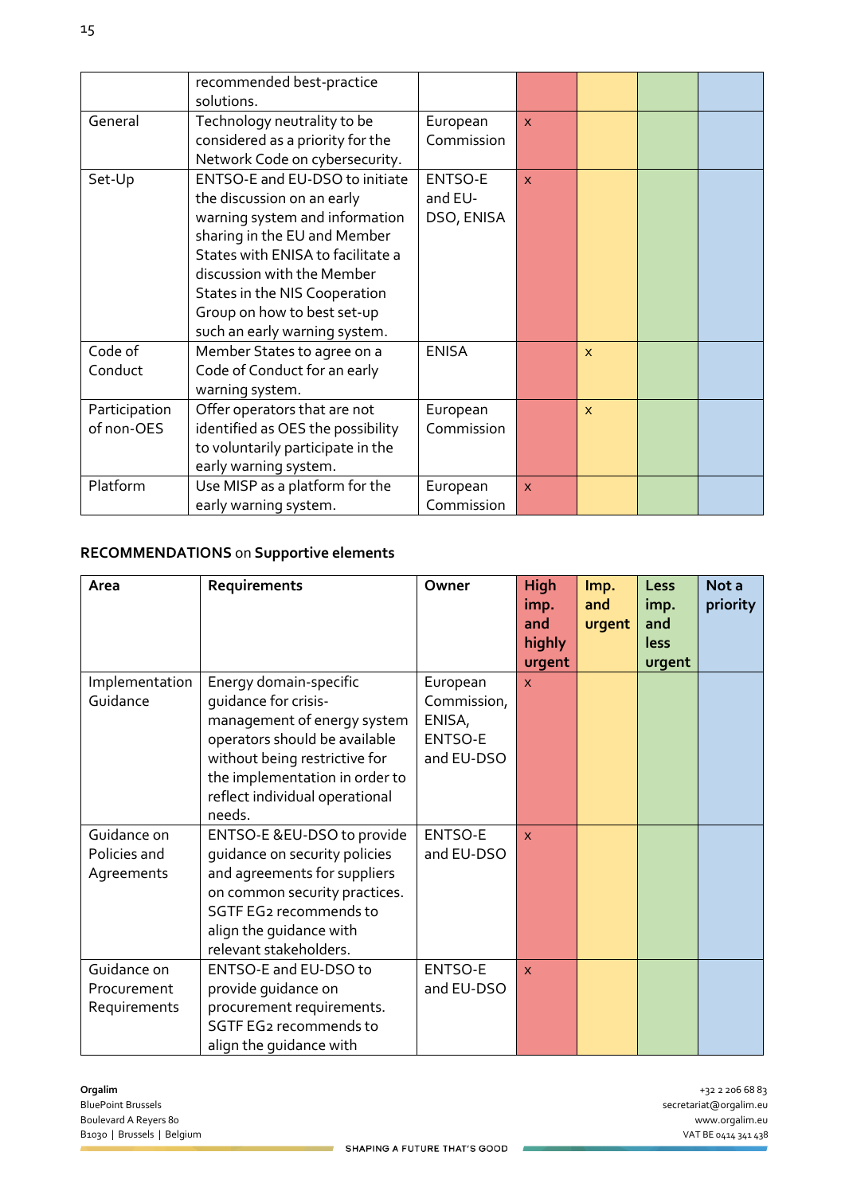| | | | | | | |
|---|---|---|---|---|---|---|
| | recommended best-practice solutions. | | | | | |
| General | Technology neutrality to be considered as a priority for the Network Code on cybersecurity. | European Commission | x | | | |
| Set-Up | ENTSO-E and EU-DSO to initiate the discussion on an early warning system and information sharing in the EU and Member States with ENISA to facilitate a discussion with the Member States in the NIS Cooperation Group on how to best set-up such an early warning system. | ENTSO-E and EU-DSO, ENISA | x | | | |
| Code of Conduct | Member States to agree on a Code of Conduct for an early warning system. | ENISA | | x | | |
| Participation of non-OES | Offer operators that are not identified as OES the possibility to voluntarily participate in the early warning system. | European Commission | | x | | |
| Platform | Use MISP as a platform for the early warning system. | European Commission | x | | | |

**RECOMMENDATIONS** on **Supportive elements**

| Area | Requirements | Owner | High imp. and highly urgent | Imp. and urgent | Less imp. and less urgent | Not a priority |
|---|---|---|---|---|---|---|
| Implementation Guidance | Energy domain-specific guidance for crisis-management of energy system operators should be available without being restrictive for the implementation in order to reflect individual operational needs. | European Commission, ENISA, ENTSO-E and EU-DSO | x | | | |
| Guidance on Policies and Agreements | ENTSO-E &EU-DSO to provide guidance on security policies and agreements for suppliers on common security practices. SGTF EG2 recommends to align the guidance with relevant stakeholders. | ENTSO-E and EU-DSO | x | | | |
| Guidance on Procurement Requirements | ENTSO-E and EU-DSO to provide guidance on procurement requirements. SGTF EG2 recommends to align the guidance with | ENTSO-E and EU-DSO | x | | | |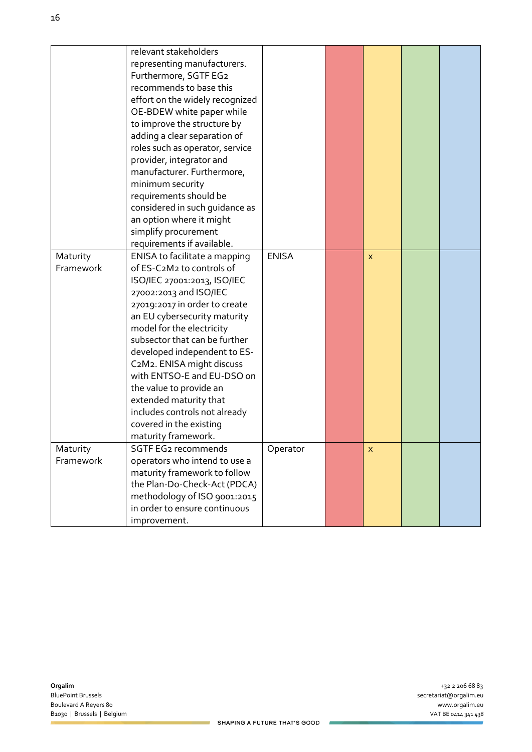| | relevant stakeholders representing manufacturers. Furthermore, SGTF EG2 recommends to base this effort on the widely recognized OE-BDEW white paper while to improve the structure by adding a clear separation of roles such as operator, service provider, integrator and manufacturer. Furthermore, minimum security requirements should be considered in such guidance as an option where it might simplify procurement requirements if available. | | | | | |
|---|---|---|---|---|---|---|
| Maturity Framework | ENISA to facilitate a mapping of ES-C2M2 to controls of ISO/IEC 27001:2013, ISO/IEC 27002:2013 and ISO/IEC 27019:2017 in order to create an EU cybersecurity maturity model for the electricity subsector that can be further developed independent to ES-C2M2. ENISA might discuss with ENTSO-E and EU-DSO on the value to provide an extended maturity that includes controls not already covered in the existing maturity framework. | ENISA | | x | | |
| Maturity Framework | SGTF EG2 recommends operators who intend to use a maturity framework to follow the Plan-Do-Check-Act (PDCA) methodology of ISO 9001:2015 in order to ensure continuous improvement. | Operator | | x | | |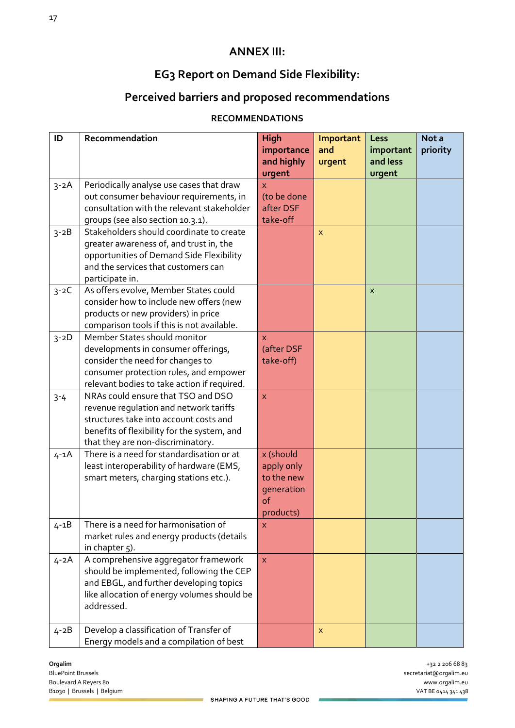## ANNEX III:

## EG3 Report on Demand Side Flexibility:

## Perceived barriers and proposed recommendations

### RECOMMENDATIONS

| ID | Recommendation | High importance and highly urgent | Important and urgent | Less important and less urgent | Not a priority |
|---|---|---|---|---|---|
| 3-2A | Periodically analyse use cases that draw out consumer behaviour requirements, in consultation with the relevant stakeholder groups (see also section 10.3.1). | x (to be done after DSF take-off | | | |
| 3-2B | Stakeholders should coordinate to create greater awareness of, and trust in, the opportunities of Demand Side Flexibility and the services that customers can participate in. | | x | | |
| 3-2C | As offers evolve, Member States could consider how to include new offers (new products or new providers) in price comparison tools if this is not available. | | | x | |
| 3-2D | Member States should monitor developments in consumer offerings, consider the need for changes to consumer protection rules, and empower relevant bodies to take action if required. | x (after DSF take-off) | | | |
| 3-4 | NRAs could ensure that TSO and DSO revenue regulation and network tariffs structures take into account costs and benefits of flexibility for the system, and that they are non-discriminatory. | x | | | |
| 4-1A | There is a need for standardisation or at least interoperability of hardware (EMS, smart meters, charging stations etc.). | x (should apply only to the new generation of products) | | | |
| 4-1B | There is a need for harmonisation of market rules and energy products (details in chapter 5). | x | | | |
| 4-2A | A comprehensive aggregator framework should be implemented, following the CEP and EBGL, and further developing topics like allocation of energy volumes should be addressed. | x | | | |
| 4-2B | Develop a classification of Transfer of Energy models and a compilation of best | | x | | |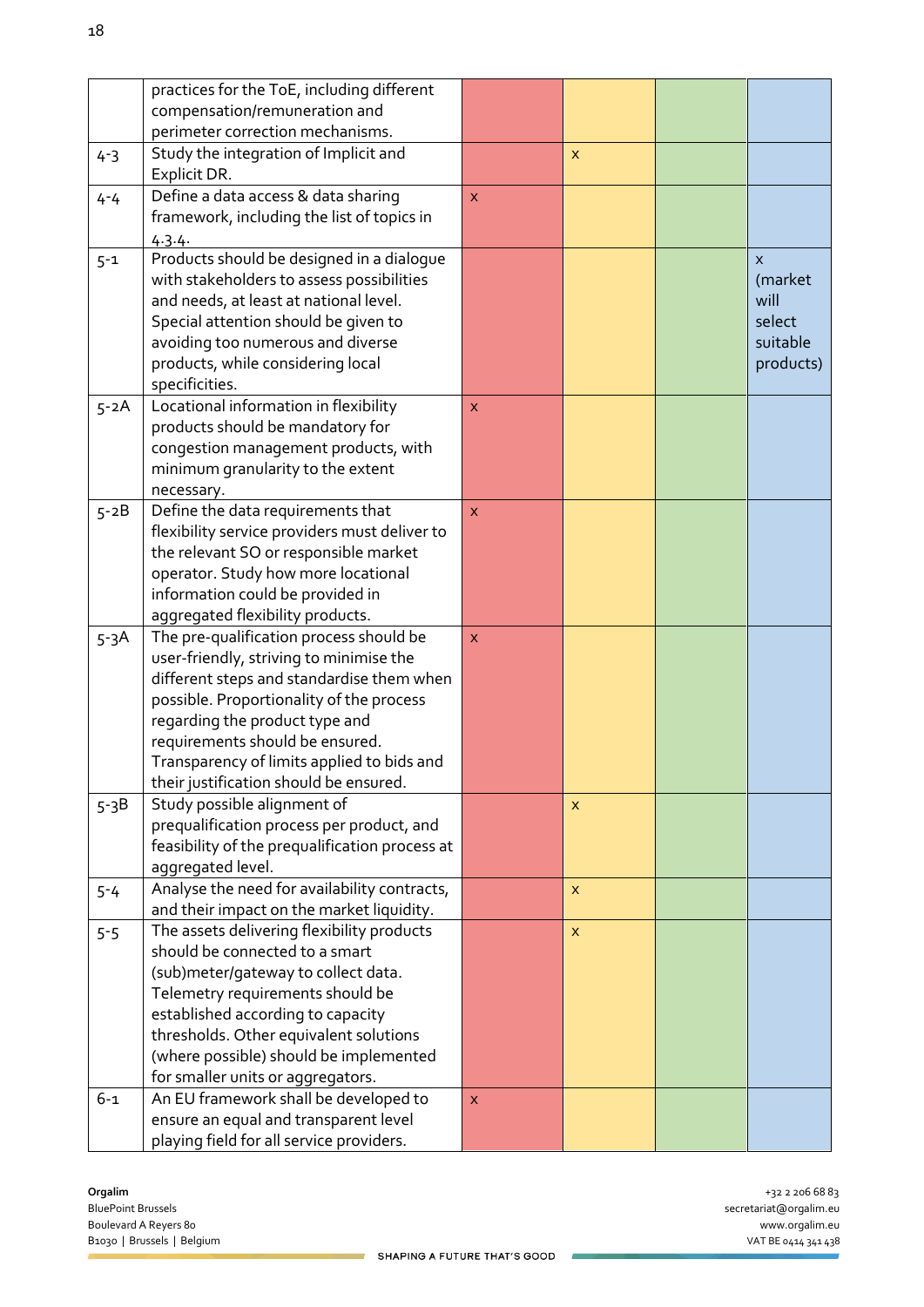|  | practices for the ToE, including different compensation/remuneration and perimeter correction mechanisms. |  |  |  |  |
|---|---|---|---|---|---|
| 4-3 | Study the integration of Implicit and Explicit DR. |  | x |  |  |
| 4-4 | Define a data access & data sharing framework, including the list of topics in 4.3.4. | x |  |  |  |
| 5-1 | Products should be designed in a dialogue with stakeholders to assess possibilities and needs, at least at national level. Special attention should be given to avoiding too numerous and diverse products, while considering local specificities. |  |  |  | x (market will select suitable products) |
| 5-2A | Locational information in flexibility products should be mandatory for congestion management products, with minimum granularity to the extent necessary. | x |  |  |  |
| 5-2B | Define the data requirements that flexibility service providers must deliver to the relevant SO or responsible market operator. Study how more locational information could be provided in aggregated flexibility products. | x |  |  |  |
| 5-3A | The pre-qualification process should be user-friendly, striving to minimise the different steps and standardise them when possible. Proportionality of the process regarding the product type and requirements should be ensured. Transparency of limits applied to bids and their justification should be ensured. | x |  |  |  |
| 5-3B | Study possible alignment of prequalification process per product, and feasibility of the prequalification process at aggregated level. |  | x |  |  |
| 5-4 | Analyse the need for availability contracts, and their impact on the market liquidity. |  | x |  |  |
| 5-5 | The assets delivering flexibility products should be connected to a smart (sub)meter/gateway to collect data. Telemetry requirements should be established according to capacity thresholds. Other equivalent solutions (where possible) should be implemented for smaller units or aggregators. |  | x |  |  |
| 6-1 | An EU framework shall be developed to ensure an equal and transparent level playing field for all service providers. | x |  |  |  |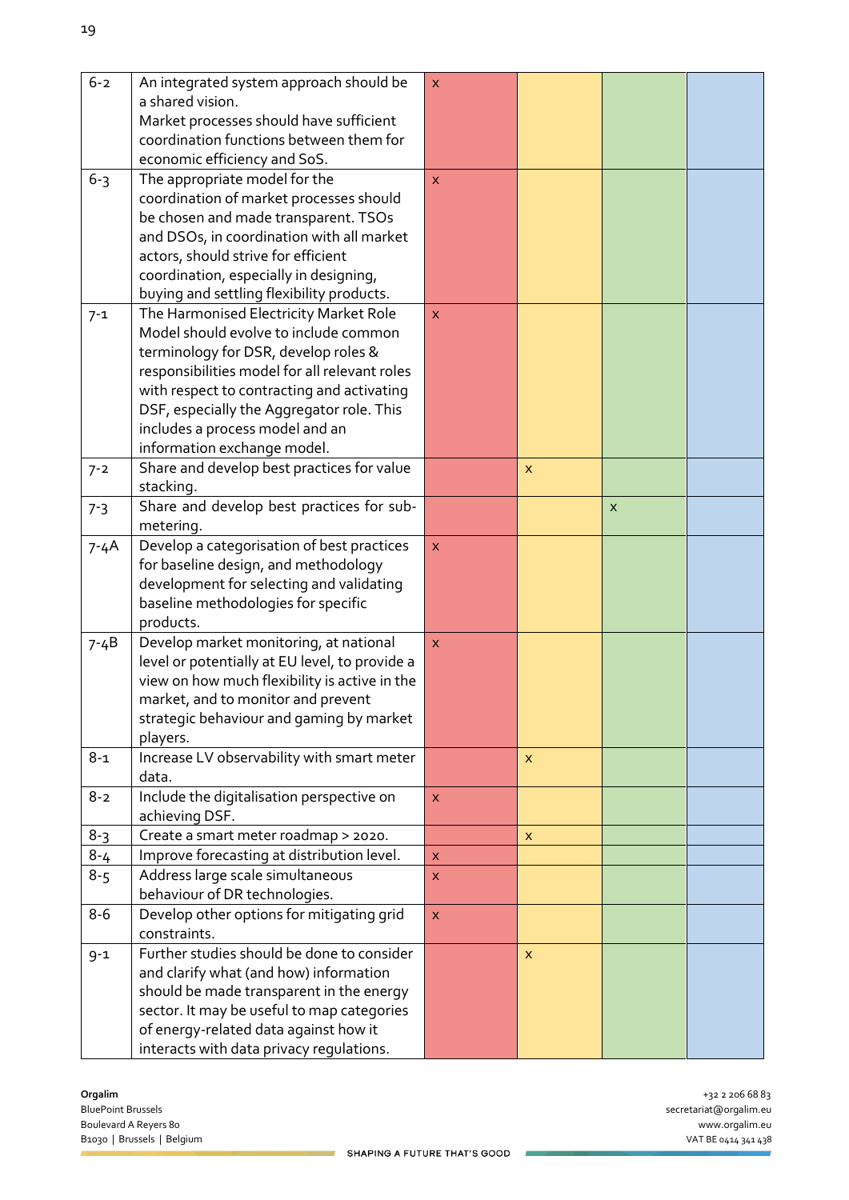| | | | | | |
|---|---|---|---|---|---|
| 6-2 | An integrated system approach should be a shared vision. Market processes should have sufficient coordination functions between them for economic efficiency and SoS. | x | | | |
| 6-3 | The appropriate model for the coordination of market processes should be chosen and made transparent. TSOs and DSOs, in coordination with all market actors, should strive for efficient coordination, especially in designing, buying and settling flexibility products. | x | | | |
| 7-1 | The Harmonised Electricity Market Role Model should evolve to include common terminology for DSR, develop roles & responsibilities model for all relevant roles with respect to contracting and activating DSF, especially the Aggregator role. This includes a process model and an information exchange model. | x | | | |
| 7-2 | Share and develop best practices for value stacking. | | x | | |
| 7-3 | Share and develop best practices for sub-metering. | | | x | |
| 7-4A | Develop a categorisation of best practices for baseline design, and methodology development for selecting and validating baseline methodologies for specific products. | x | | | |
| 7-4B | Develop market monitoring, at national level or potentially at EU level, to provide a view on how much flexibility is active in the market, and to monitor and prevent strategic behaviour and gaming by market players. | x | | | |
| 8-1 | Increase LV observability with smart meter data. | | x | | |
| 8-2 | Include the digitalisation perspective on achieving DSF. | x | | | |
| 8-3 | Create a smart meter roadmap > 2020. | | x | | |
| 8-4 | Improve forecasting at distribution level. | x | | | |
| 8-5 | Address large scale simultaneous behaviour of DR technologies. | x | | | |
| 8-6 | Develop other options for mitigating grid constraints. | x | | | |
| 9-1 | Further studies should be done to consider and clarify what (and how) information should be made transparent in the energy sector. It may be useful to map categories of energy-related data against how it interacts with data privacy regulations. | | x | | |

**Orgalim**
BluePoint Brussels
Boulevard A Reyers 80
B1030 | Brussels | Belgium

+32 2 206 68 83
secretariat@orgalim.eu
www.orgalim.eu
VAT BE 0414 341 438

SHAPING A FUTURE THAT'S GOOD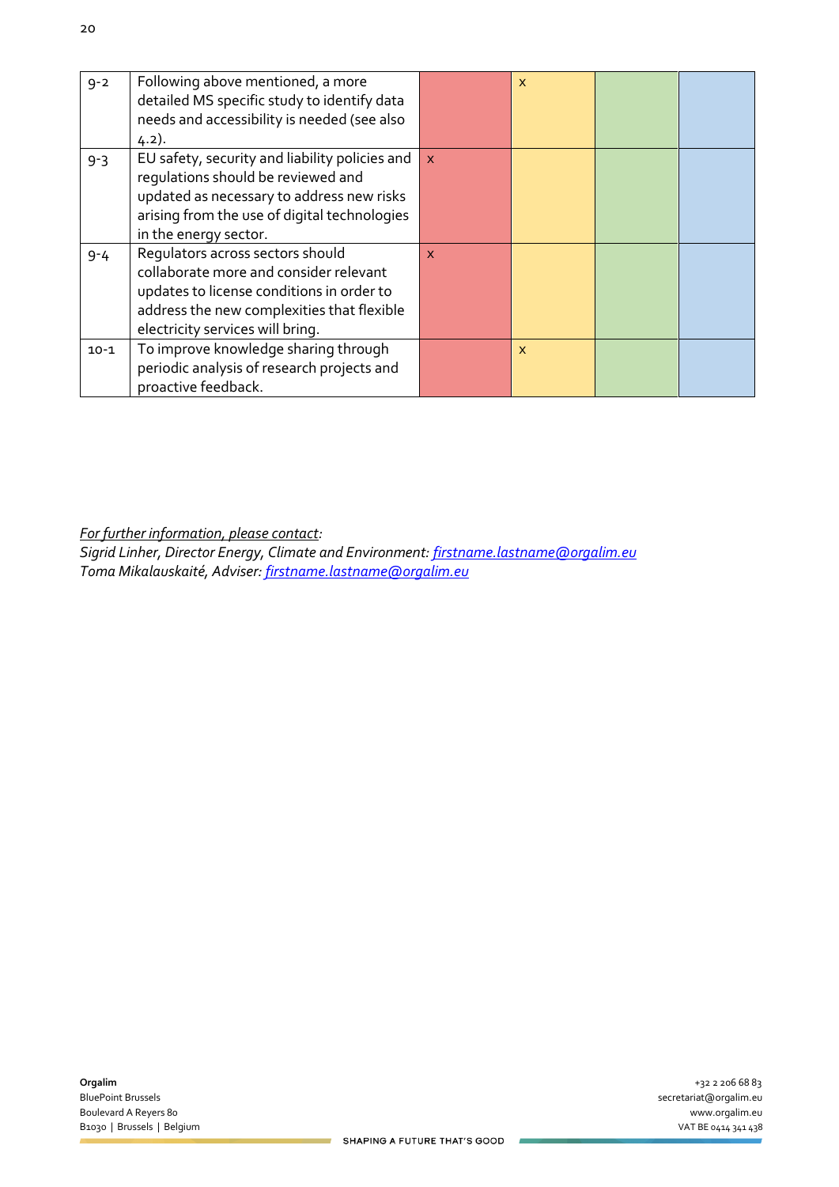| | | | | | |
|---|---|---|---|---|---|
| 9-2 | Following above mentioned, a more detailed MS specific study to identify data needs and accessibility is needed (see also 4.2). | | x | | |
| 9-3 | EU safety, security and liability policies and regulations should be reviewed and updated as necessary to address new risks arising from the use of digital technologies in the energy sector. | x | | | |
| 9-4 | Regulators across sectors should collaborate more and consider relevant updates to license conditions in order to address the new complexities that flexible electricity services will bring. | x | | | |
| 10-1 | To improve knowledge sharing through periodic analysis of research projects and proactive feedback. | | x | | |

*For further information, please contact:*
*Sigrid Linher, Director Energy, Climate and Environment: firstname.lastname@orgalim.eu*
*Toma Mikalauskaité, Adviser: firstname.lastname@orgalim.eu*

**Orgalim**
BluePoint Brussels
Boulevard A Reyers 80
B1030 | Brussels | Belgium

+32 2 206 68 83
secretariat@orgalim.eu
www.orgalim.eu
VAT BE 0414 341 438

SHAPING A FUTURE THAT'S GOOD